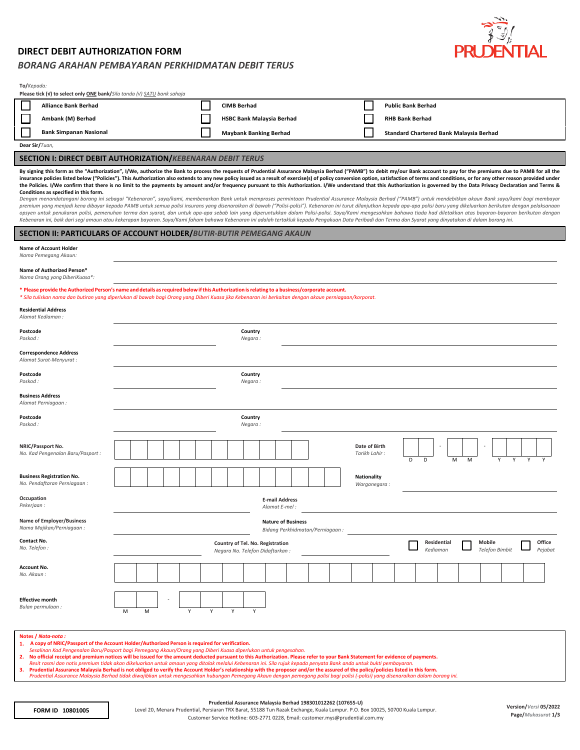PRUDENTIAL

# DIRECT DEBIT AUTHORIZATION FORM

## *BORANG ARAHAN PEMBAYARAN PERKHIDMATAN DEBIT TERUS*

**To/***Kepada:*

**Please tick (√) to select only ONE bank/***Sila tanda (√) SATU bank sahaja*

| | | |
|---|---|---|
| ☐ **Alliance Bank Berhad** | ☐ **CIMB Berhad** | ☐ **Public Bank Berhad** |
| ☐ **Ambank (M) Berhad** | ☐ **HSBC Bank Malaysia Berhad** | ☐ **RHB Bank Berhad** |
| ☐ **Bank Simpanan Nasional** | ☐ **Maybank Banking Berhad** | ☐ **Standard Chartered Bank Malaysia Berhad** |

**Dear Sir/***Tuan,*

## SECTION I: DIRECT DEBIT AUTHORIZATION/*KEBENARAN DEBIT TERUS*

**By signing this form as the "Authorization", I/We, authorize the Bank to process the requests of Prudential Assurance Malaysia Berhad ("PAMB") to debit my/our Bank account to pay for the premiums due to PAMB for all the insurance policies listed below ("Policies"). This Authorization also extends to any new policy issued as a result of exercise(s) of policy conversion option, satisfaction of terms and conditions, or for any other reason provided under the Policies. I/We confirm that there is no limit to the payments by amount and/or frequency pursuant to this Authorization. I/We understand that this Authorization is governed by the Data Privacy Declaration and Terms & Conditions as specified in this form.**

*Dengan menandatangani borang ini sebagai "Kebenaran", saya/kami, membenarkan Bank untuk memproses permintaan Prudential Assurance Malaysia Berhad ("PAMB") untuk mendebitkan akaun Bank saya/kami bagi membayar premium yang menjadi kena dibayar kepada PAMB untuk semua polisi insurans yang disenaraikan di bawah ("Polisi-polisi"). Kebenaran ini turut dilanjutkan kepada apa-apa polisi baru yang dikeluarkan berikutan dengan pelaksanaan opsyen untuk penukaran polisi, pemenuhan terma dan syarat, dan untuk apa-apa sebab lain yang diperuntukkan dalam Polisi-polisi. Saya/Kami mengesahkan bahawa tiada had diletakkan atas bayaran-bayaran berikutan dengan Kebenaran ini, baik dari segi amaun atau kekerapan bayaran. Saya/Kami faham bahawa Kebenaran ini adalah tertakluk kepada Pengakuan Data Peribadi dan Terma dan Syarat yang dinyatakan di dalam borang ini.*

## SECTION II: PARTICULARS OF ACCOUNT HOLDER/*BUTIR-BUTIR PEMEGANG AKAUN*

**Name of Account Holder**
*Nama Pemegang Akaun:* ______________________

**Name of Authorized Person***
*Nama Orang yang DiberiKuasa*:* ______________________

**\* Please provide the Authorized Person's name and details as required below if this Authorization is relating to a business/corporate account.**
*\* Sila tuliskan nama dan butiran yang diperlukan di bawah bagi Orang yang Diberi Kuasa jika Kebenaran ini berkaitan dengan akaun perniagaan/korporat.*

**Residential Address**
*Alamat Kediaman :* ______________________

**Postcode** *Poskod :* __________ **Country** *Negara :* __________

**Correspondence Address**
*Alamat Surat-Menyurat :* ______________________

**Postcode** *Poskod :* __________ **Country** *Negara :* __________

**Business Address**
*Alamat Perniagaan :* ______________________

**Postcode** *Poskod :* __________ **Country** *Negara :* __________

**NRIC/Passport No.**
*No. Kad Pengenalan Baru/Pasport :* ☐☐☐☐☐☐☐☐☐☐☐☐

**Date of Birth**
*Tarikh Lahir :* D D - M M - Y Y Y Y

**Business Registration No.**
*No. Pendaftaran Perniagaan :* ☐☐☐☐☐☐☐☐☐☐☐☐☐☐

**Nationality**
*Warganegara :* __________

**Occupation**
*Pekerjaan :* __________

**E-mail Address**
*Alamat E-mel :* __________

**Name of Employer/Business**
*Nama Majikan/Perniagaan :* __________

**Nature of Business**
*Bidang Perkhidmatan/Perniagaan :* __________

**Contact No.**
*No. Telefon :* __________

**Country of Tel. No. Registration**
*Negara No. Telefon Didaftarkan :* __________

☐ **Residential** *Kediaman* ☐ **Mobile** *Telefon Bimbit* ☐ **Office** *Pejabat*

**Account No.**
*No. Akaun :* ☐☐☐☐☐☐☐☐☐☐☐☐☐☐☐☐☐☐☐☐☐

**Effective month**
*Bulan permulaan :* M M - Y Y Y Y

**Notes / *Nota-nota* :**

1. **A copy of NRIC/Passport of the Account Holder/Authorized Person is required for verification.**
   *Sesalinan Kad Pengenalan Baru/Pasport bagi Pemegang Akaun/Orang yang Diberi Kuasa diperlukan untuk pengesahan.*
2. **No official receipt and premium notices will be issued for the amount deducted pursuant to this Authorization. Please refer to your Bank Statement for evidence of payments.**
   *Resit rasmi dan notis premium tidak akan dikeluarkan untuk amaun yang ditolak melalui Kebenaran ini. Sila rujuk kepada penyata Bank anda untuk bukti pembayaran.*
3. **Prudential Assurance Malaysia Berhad is not obliged to verify the Account Holder's relationship with the proposer and/or the assured of the policy/policies listed in this form.**
   *Prudential Assurance Malaysia Berhad tidak diwajibkan untuk mengesahkan hubungan Pemegang Akaun dengan pemegang polisi bagi polisi (-polisi) yang disenaraikan dalam borang ini.*

FORM ID 10801005

**Prudential Assurance Malaysia Berhad 198301012262 (107655-U)**
Level 20, Menara Prudential, Persiaran TRX Barat, 55188 Tun Razak Exchange, Kuala Lumpur. P.O. Box 10025, 50700 Kuala Lumpur.
Customer Service Hotline: 603-2771 0228, Email: customer.mys@prudential.com.my

**Version/***Versi* **05/2022**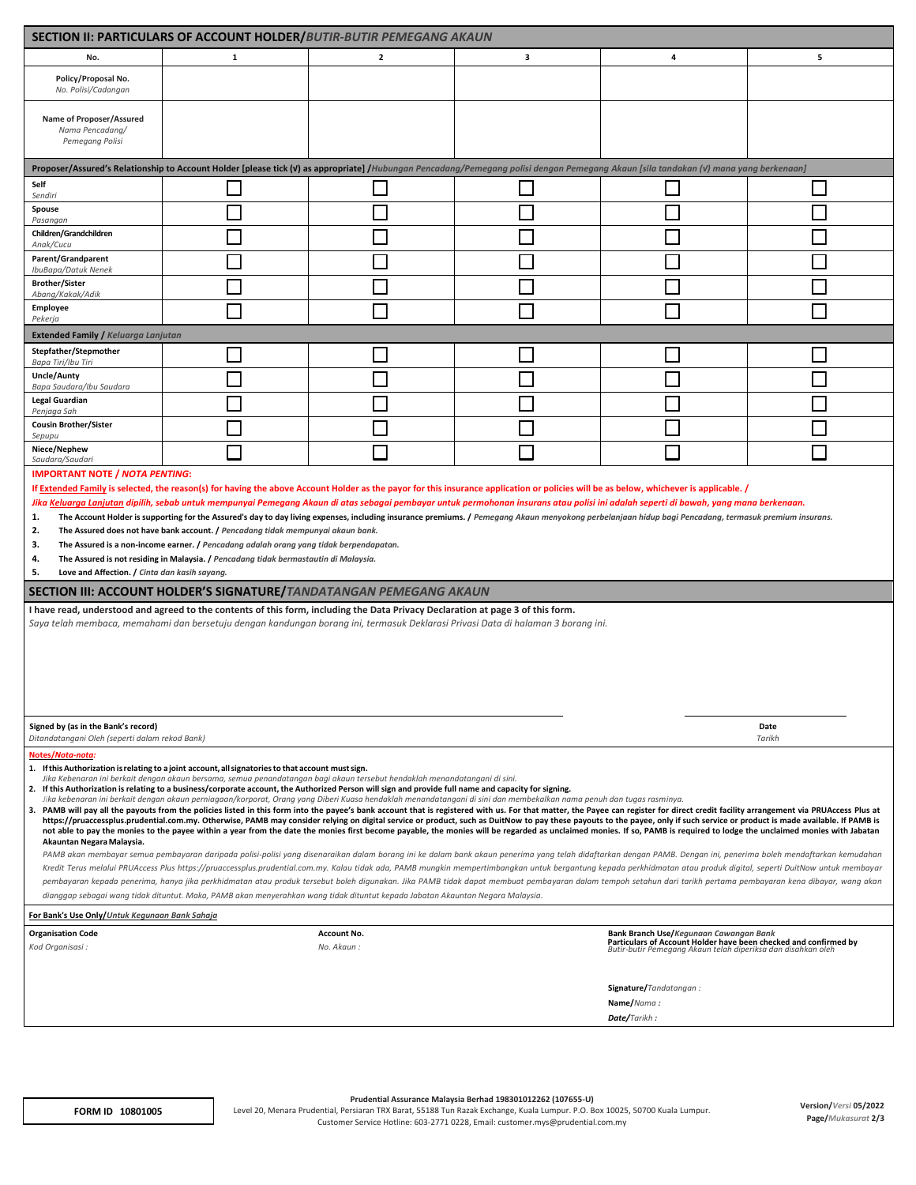## SECTION II: PARTICULARS OF ACCOUNT HOLDER/*BUTIR-BUTIR PEMEGANG AKAUN*

| No. | 1 | 2 | 3 | 4 | 5 |
|---|---|---|---|---|---|
| Policy/Proposal No.<br>*No. Polisi/Cadangan* | | | | | |
| Name of Proposer/Assured<br>*Nama Pencadang/ Pemegang Polisi* | | | | | |
| **Proposer/Assured's Relationship to Account Holder [please tick (√) as appropriate] /*Hubungan Pencadang/Pemegang polisi dengan Pemegang Akaun [sila tandakan (√) mana yang berkenaan]*** | | | | | |
| **Self**<br>*Sendiri* | ☐ | ☐ | ☐ | ☐ | ☐ |
| **Spouse**<br>*Pasangan* | ☐ | ☐ | ☐ | ☐ | ☐ |
| **Children/Grandchildren**<br>*Anak/Cucu* | ☐ | ☐ | ☐ | ☐ | ☐ |
| **Parent/Grandparent**<br>*IbuBapa/Datuk Nenek* | ☐ | ☐ | ☐ | ☐ | ☐ |
| **Brother/Sister**<br>*Abang/Kakak/Adik* | ☐ | ☐ | ☐ | ☐ | ☐ |
| **Employee**<br>*Pekerja* | ☐ | ☐ | ☐ | ☐ | ☐ |
| **Extended Family / *Keluarga Lanjutan*** | | | | | |
| **Stepfather/Stepmother**<br>*Bapa Tiri/Ibu Tiri* | ☐ | ☐ | ☐ | ☐ | ☐ |
| **Uncle/Aunty**<br>*Bapa Saudara/Ibu Saudara* | ☐ | ☐ | ☐ | ☐ | ☐ |
| **Legal Guardian**<br>*Penjaga Sah* | ☐ | ☐ | ☐ | ☐ | ☐ |
| **Cousin Brother/Sister**<br>*Sepupu* | ☐ | ☐ | ☐ | ☐ | ☐ |
| **Niece/Nephew**<br>*Saudara/Saudari* | ☐ | ☐ | ☐ | ☐ | ☐ |

**IMPORTANT NOTE / *NOTA PENTING*:**

**If Extended Family is selected, the reason(s) for having the above Account Holder as the payor for this insurance application or policies will be as below, whichever is applicable. /**

***Jika Keluarga Lanjutan dipilih, sebab untuk mempunyai Pemegang Akaun di atas sebagai pembayar untuk permohonan insurans atau polisi ini adalah seperti di bawah, yang mana berkenaan.***

1. **The Account Holder is supporting for the Assured's day to day living expenses, including insurance premiums. /** *Pemegang Akaun menyokong perbelanjaan hidup bagi Pencadang, termasuk premium insurans.*
2. **The Assured does not have bank account. /** *Pencadang tidak mempunyai akaun bank.*
3. **The Assured is a non-income earner. /** *Pencadang adalah orang yang tidak berpendapatan.*
4. **The Assured is not residing in Malaysia. /** *Pencadang tidak bermastautin di Malaysia.*
5. **Love and Affection. /** *Cinta dan kasih sayang.*

## SECTION III: ACCOUNT HOLDER'S SIGNATURE/*TANDATANGAN PEMEGANG AKAUN*

**I have read, understood and agreed to the contents of this form, including the Data Privacy Declaration at page 3 of this form.**

*Saya telah membaca, memahami dan bersetuju dengan kandungan borang ini, termasuk Deklarasi Privasi Data di halaman 3 borang ini.*

**Signed by (as in the Bank's record)**
*Ditandatangani Oleh (seperti dalam rekod Bank)*

**Date**
*Tarikh*

**Notes/*Nota-nota*:**

1. **If this Authorization is relating to a joint account, all signatories to that account must sign.**
   *Jika Kebenaran ini berkait dengan akaun bersama, semua penandatangan bagi akaun tersebut hendaklah menandatangani di sini.*
2. **If this Authorization is relating to a business/corporate account, the Authorized Person will sign and provide full name and capacity for signing.**
   *Jika kebenaran ini berkait dengan akaun perniagaan/korporat, Orang yang Diberi Kuasa hendaklah menandatangani di sini dan membekalkan nama penuh dan tugas rasminya.*
3. **PAMB will pay all the payouts from the policies listed in this form into the payee's bank account that is registered with us. For that matter, the Payee can register for direct credit facility arrangement via PRUAccess Plus at https://pruaccessplus.prudential.com.my. Otherwise, PAMB may consider relying on digital service or product, such as DuitNow to pay these payouts to the payee, only if such service or product is made available. If PAMB is not able to pay the monies to the payee within a year from the date the monies first become payable, the monies will be regarded as unclaimed monies. If so, PAMB is required to lodge the unclaimed monies with Jabatan Akauntan Negara Malaysia.**
   *PAMB akan membayar semua pembayaran daripada polisi-polisi yang disenaraikan dalam borang ini ke dalam bank akaun penerima yang telah didaftarkan dengan PAMB. Dengan ini, penerima boleh mendaftarkan kemudahan Kredit Terus melalui PRUAccess Plus https://pruaccessplus.prudential.com.my. Kalau tidak ada, PAMB mungkin mempertimbangkan untuk bergantung kepada perkhidmatan atau produk digital, seperti DuitNow untuk membayar pembayaran kepada penerima, hanya jika perkhidmatan atau produk tersebut boleh digunakan. Jika PAMB tidak dapat membuat pembayaran dalam tempoh setahun dari tarikh pertama pembayaran kena dibayar, wang akan dianggap sebagai wang tidak dituntut. Maka, PAMB akan menyerahkan wang tidak dituntut kepada Jabatan Akauntan Negara Malaysia.*

**For Bank's Use Only/*Untuk Kegunaan Bank Sahaja***

**Organisation Code**
*Kod Organisasi :*

**Account No.**
*No. Akaun :*

**Bank Branch Use/*Kegunaan Cawangan Bank***
**Particulars of Account Holder have been checked and confirmed by**
*Butir-butir Pemegang Akaun telah diperiksa dan disahkan oleh*

**Signature/***Tandatangan :*

**Name/***Nama :*

**Date/***Tarikh :*

**FORM ID 10801005**

**Prudential Assurance Malaysia Berhad 198301012262 (107655-U)**
Level 20, Menara Prudential, Persiaran TRX Barat, 55188 Tun Razak Exchange, Kuala Lumpur. P.O. Box 10025, 50700 Kuala Lumpur.
Customer Service Hotline: 603-2771 0228, Email: customer.mys@prudential.com.my

**Version/***Versi* **05/2022**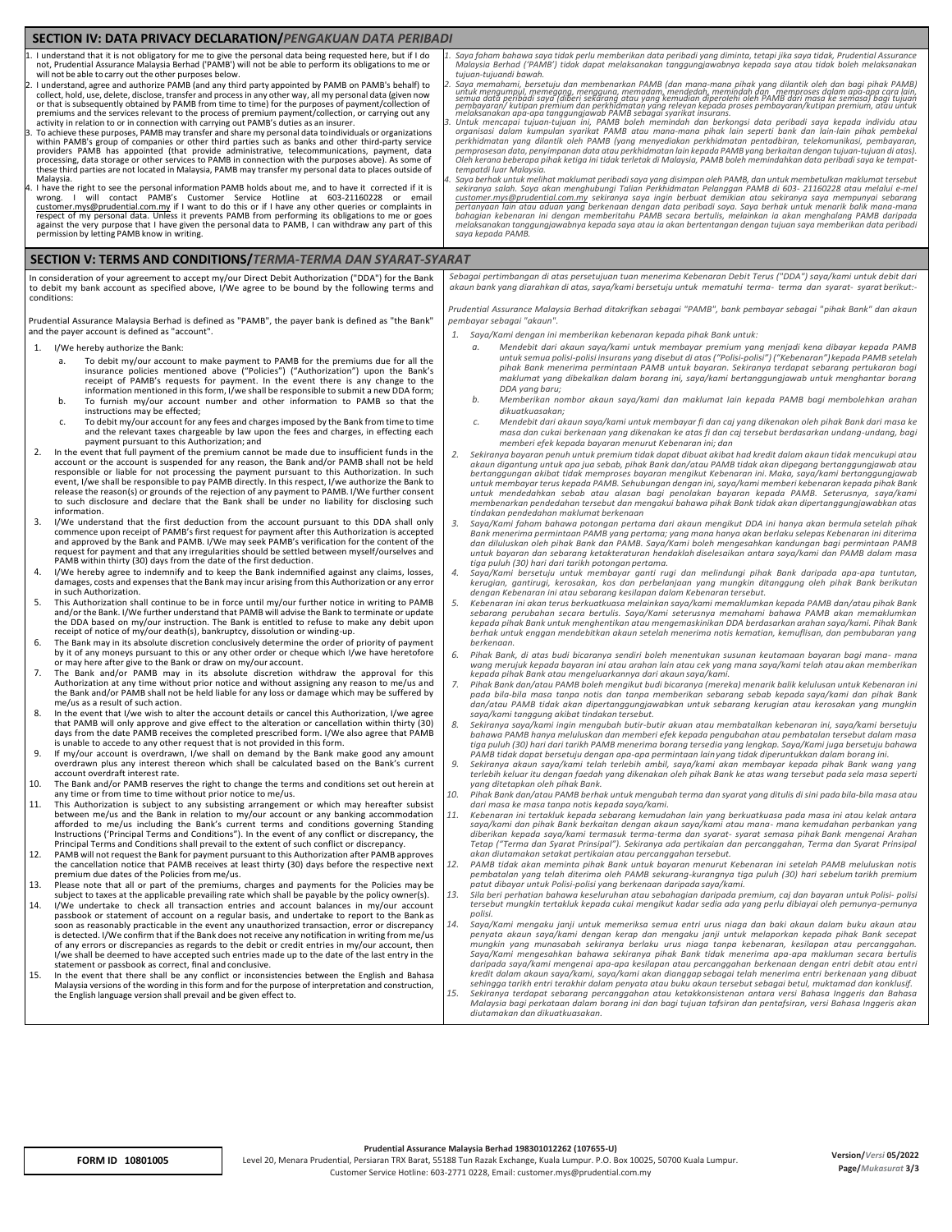## SECTION IV: DATA PRIVACY DECLARATION/*PENGAKUAN DATA PERIBADI*

1. I understand that it is not obligatory for me to give the personal data being requested here, but if I do not, Prudential Assurance Malaysia Berhad ('PAMB') will not be able to perform its obligations to me or will not be able to carry out the other purposes below.
2. I understand, agree and authorize PAMB (and any third party appointed by PAMB on PAMB's behalf) to collect, hold, use, delete, disclose, transfer and process in any other way, all my personal data (given now or that is subsequently obtained by PAMB from time to time) for the purposes of payment/collection of premiums and the services relevant to the process of premium payment/collection, or carrying out any activity in relation to or in connection with carrying out PAMB's duties as an insurer.
3. To achieve these purposes, PAMB may transfer and share my personal data to individuals or organizations within PAMB's group of companies or other third parties such as banks and other third-party service providers PAMB has appointed (that provide administrative, telecommunications, payment, data processing, data storage or other services to PAMB in connection with the purposes above). As some of these third parties are not located in Malaysia, PAMB may transfer my personal data to places outside of Malaysia.
4. I have the right to see the personal information PAMB holds about me, and to have it corrected if it is wrong. I will contact PAMB's Customer Service Hotline at 603-21160228 or email customer.mys@prudential.com.my if I want to do this or if I have any other queries or complaints in respect of my personal data. Unless it prevents PAMB from performing its obligations to me or goes against the very purpose that I have given the personal data to PAMB, I can withdraw any part of this permission by letting PAMB know in writing.

*1. Saya faham bahawa saya tidak perlu memberikan data peribadi yang diminta, tetapi jika saya tidak, Prudential Assurance Malaysia Berhad ('PAMB') tidak dapat melaksanakan tanggungjawabnya kepada saya atau tidak boleh melaksanakan tujuan-tujuandi bawah.*

*2. Saya memahami, bersetuju dan membenarkan PAMB (dan mana-mana pihak yang dilantik oleh dan bagi pihak PAMB) untuk mengumpul, memegang, mengguna, memadam, mendedah, memindah dan memproses dalam apa-apa cara lain, semua data peribadi saya (diberi sekarang atau yang kemudian diperolehi oleh PAMB dari masa ke semasa) bagi tujuan pembayaran/ kutipan premium dan perkhidmatan yang relevan kepada proses pembayaran/kutipan premium, atau untuk melaksanakan apa-apa tanggungjawab PAMB sebagai syarikat insurans.*

*3. Untuk mencapai tujuan-tujuan ini, PAMB boleh memindah dan berkongsi data peribadi saya kepada individu atau organisasi dalam kumpulan syarikat PAMB atau mana-mana pihak lain seperti bank dan lain-lain pihak pembekal perkhidmatan yang dilantik oleh PAMB (yang menyediakan perkhidmatan pentadbiran, telekomunikasi, pembayaran, pemprosesan data, penyimpanan data atau perkhidmatan lain kepada PAMB yang berkaitan dengan tujuan-tujuan di atas). Oleh kerana beberapa pihak ketiga ini tidak terletak di Malaysia, PAMB boleh memindahkan data peribadi saya ke tempat-tempatdi luar Malaysia.*

*4. Saya berhak untuk melihat maklumat peribadi saya yang disimpan oleh PAMB, dan untuk membetulkan maklumat tersebut sekiranya salah. Saya akan menghubungi Talian Perkhidmatan Pelanggan PAMB di 603- 21160228 atau melalui e-mel customer.mys@prudential.com.my sekiranya saya ingin berbuat demikian atau sekiranya saya mempunyai sebarang pertanyaan lain atau aduan yang berkenaan dengan data peribadi saya. Saya berhak untuk menarik balik mana-mana bahagian kebenaran ini dengan memberitahu PAMB secara bertulis, melainkan ia akan menghalang PAMB daripada melaksanakan tanggungjawabnya kepada saya atau ia akan bertentangan dengan tujuan saya memberikan data peribadi saya kepada PAMB.*

## SECTION V: TERMS AND CONDITIONS/*TERMA-TERMA DAN SYARAT-SYARAT*

In consideration of your agreement to accept my/our Direct Debit Authorization ("DDA") for the Bank to debit my bank account as specified above, I/We agree to be bound by the following terms and conditions:

Prudential Assurance Malaysia Berhad is defined as "PAMB", the payer bank is defined as "the Bank" and the payer account is defined as "account".

1. I/We hereby authorize the Bank:
   a. To debit my/our account to make payment to PAMB for the premiums due for all the insurance policies mentioned above ("Policies") ("Authorization") upon the Bank's receipt of PAMB's requests for payment. In the event there is any change to the information mentioned in this form, I/we shall be responsible to submit a new DDA form;
   b. To furnish my/our account number and other information to PAMB so that the instructions may be effected;
   c. To debit my/our account for any fees and charges imposed by the Bank from time to time and the relevant taxes chargeable by law upon the fees and charges, in effecting each payment pursuant to this Authorization; and
2. In the event that full payment of the premium cannot be made due to insufficient funds in the account or the account is suspended for any reason, the Bank and/or PAMB shall not be held responsible or liable for not processing the payment pursuant to this Authorization. In such event, I/we shall be responsible to pay PAMB directly. In this respect, I/we authorize the Bank to release the reason(s) or grounds of the rejection of any payment to PAMB. I/We further consent to such disclosure and declare that the Bank shall be under no liability for disclosing such information.
3. I/We understand that the first deduction from the account pursuant to this DDA shall only commence upon receipt of PAMB's first request for payment after this Authorization is accepted and approved by the Bank and PAMB. I/We may seek PAMB's verification for the content of the request for payment and that any irregularities should be settled between myself/ourselves and PAMB within thirty (30) days from the date of the first deduction.
4. I/We hereby agree to indemnify and to keep the Bank indemnified against any claims, losses, damages, costs and expenses that the Bank may incur arising from this Authorization or any error in such Authorization.
5. This Authorization shall continue to be in force until my/our further notice in writing to PAMB and/or the Bank. I/We further understand that PAMB will advise the Bank to terminate or update the DDA based on my/our instruction. The Bank is entitled to refuse to make any debit upon receipt of notice of my/our death(s), bankruptcy, dissolution or winding-up.
6. The Bank may in its absolute discretion conclusively determine the order of priority of payment by it of any moneys pursuant to this or any other order or cheque which I/we have heretofore or may here after give to the Bank or draw on my/our account.
7. The Bank and/or PAMB may in its absolute discretion withdraw the approval for this Authorization at any time without prior notice and without assigning any reason to me/us and the Bank and/or PAMB shall not be held liable for any loss or damage which may be suffered by me/us as a result of such action.
8. In the event that I/we wish to alter the account details or cancel this Authorization, I/we agree that PAMB will only approve and give effect to the alteration or cancellation within thirty (30) days from the date PAMB receives the completed prescribed form. I/We also agree that PAMB is unable to accede to any other request that is not provided in this form.
9. If my/our account is overdrawn, I/we shall on demand by the Bank make good any amount overdrawn plus any interest thereon which shall be calculated based on the Bank's current account overdraft interest rate.
10. The Bank and/or PAMB reserves the right to change the terms and conditions set out herein at any time or from time to time without prior notice to me/us.
11. This Authorization is subject to any subsisting arrangement or which may hereafter subsist between me/us and the Bank in relation to my/our account or any banking accommodation afforded to me/us including the Bank's current terms and conditions governing Standing Instructions ('Principal Terms and Conditions"). In the event of any conflict or discrepancy, the Principal Terms and Conditions shall prevail to the extent of such conflict or discrepancy.
12. PAMB will not request the Bank for payment pursuant to this Authorization after PAMB approves the cancellation notice that PAMB receives at least thirty (30) days before the respective next premium due dates of the Policies from me/us.
13. Please note that not all or part of the premiums, charges and payments for the Policies may be subject to taxes at the applicable prevailing rate which shall be payable by the policy owner(s).
14. I/We undertake to check all transaction entries and account balances in my/our account passbook or statement of account on a regular basis, and undertake to report to the Bank as soon as reasonably practicable in the event any unauthorized transaction, error or discrepancy is detected. I/We confirm that if the Bank does not receive any notification in writing from me/us of any errors or discrepancies as regards to the debit or credit entries in my/our account, then I/we shall be deemed to have accepted such entries made up to the date of the last entry in the statement or passbook as correct, final and conclusive.
15. In the event that there shall be any conflict or inconsistencies between the English and Bahasa Malaysia versions of the wording in this form and for the purpose of interpretation and construction, the English language version shall prevail and be given effect to.

*Sebagai pertimbangan di atas persetujuan tuan menerima Kebenaran Debit Terus ("DDA") saya/kami untuk debit dari akaun bank yang diarahkan di atas, saya/kami bersetuju untuk mematuhi terma- terma dan syarat- syarat berikut:-*

*Prudential Assurance Malaysia Berhad ditakrifkan sebagai "PAMB", bank pembayar sebagai "pihak Bank" dan akaun pembayar sebagai "akaun".*

*1. Saya/Kami dengan ini memberikan kebenaran kepada pihak Bank untuk:*
   *a. Mendebit dari akaun saya/kami untuk membayar premium yang menjadi kena dibayar kepada PAMB untuk semua polisi-polisi insurans yang disebut di atas ("Polisi-polisi") ("Kebenaran") kepada PAMB setelah pihak Bank menerima permintaan PAMB untuk bayaran. Sekiranya terdapat sebarang pertukaran bagi maklumat yang dibekalkan dalam borang ini, saya/kami bertanggungjawab untuk menghantar borang DDA yang baru;*
   *b. Memberikan nombor akaun saya/kami dan maklumat lain kepada PAMB bagi membolehkan arahan dikuatkuasakan;*
   *c. Mendebit dari akaun saya/kami untuk membayar fi dan caj yang dikenakan oleh pihak Bank dari masa ke masa dan cukai berkenaan yang dikenakan ke atas fi dan caj tersebut berdasarkan undang-undang, bagi memberi efek kepada bayaran menurut Kebenaran ini; dan*

*2. Sekiranya bayaran penuh untuk premium tidak dapat dibuat akibat had kredit dalam akaun tidak mencukupi atau akaun digantung untuk apa jua sebab, pihak Bank dan/atau PAMB tidak akan dipegang bertanggungjawab atau bertanggungan akibat tidak memproses bayaran mengikut Kebenaran ini. Maka, saya/kami bertanggungjawab untuk membayar terus kepada PAMB. Sehubungan dengan ini, saya/kami memberi kebenaran kepada pihak Bank untuk mendedahkan sebab atau alasan bagi penolakan bayaran kepada PAMB. Seterusnya, saya/kami membenarkan pendedahan tersebut dan mengakui bahawa pihak Bank tidak akan dipertanggungjawabkan atas tindakan pendedahan maklumat berkenaan*

*3. Saya/Kami faham bahawa potongan pertama dari akaun mengikut DDA ini hanya akan bermula setelah pihak Bank menerima permintaan PAMB yang pertama; yang mana hanya akan berlaku selepas Kebenaran ini diterima dan diluluskan oleh pihak Bank dan PAMB. Saya/Kami boleh mengesahkan kandungan bagi permintaan PAMB untuk bayaran dan sebarang ketakteraturan hendaklah diselesaikan antara saya/kami dan PAMB dalam masa tiga puluh (30) hari dari tarikh potongan pertama.*

*4. Saya/Kami bersetuju untuk membayar ganti rugi dan melindungi pihak Bank daripada apa-apa tuntutan, kerugian, gantirugi, kerosakan, kos dan perbelanjaan yang mungkin ditanggung oleh pihak Bank berikutan dengan Kebenaran ini atau sebarang kesilapan dalam Kebenaran tersebut.*

*5. Kebenaran ini akan terus berkuatkuasa melainkan saya/kami memaklumkan kepada PAMB dan/atau pihak Bank sebarang perubahan secara bertulis. Saya/Kami seterusnya memahami bahawa PAMB akan memaklumkan kepada pihak Bank untuk menghentikan atau mengemaskinikan DDA berdasarkan arahan saya/kami. Pihak Bank berhak untuk enggan mendebitkan akaun setelah menerima notis kematian, kemuflisan, dan pembubaran yang berkenaan.*

*6. Pihak Bank, di atas budi bicaranya sendiri boleh menentukan susunan keutamaan bayaran bagi mana- mana wang merujuk kepada bayaran ini atau arahan lain atau cek yang mana saya/kami telah atau akan memberikan kepada pihak Bank atau mengeluarkannya dari akaun saya/kami.*

*7. Pihak Bank dan/atau PAMB boleh mengikut budi bicaranya (mereka) menarik balik kelulusan untuk Kebenaran ini pada bila-bila masa tanpa notis dan tanpa memberikan sebarang sebab kepada saya/kami dan pihak Bank dan/atau PAMB tidak akan dipertanggungjawabkan untuk sebarang kerugian atau kerosakan yang mungkin saya/kami tanggung akibat tindakan tersebut.*

*8. Sekiranya saya/kami ingin mengubah butir-butir akaun atau membatalkan kebenaran ini, saya/kami bersetuju bahawa PAMB hanya meluluskan dan memberi efek kepada pengubahan atau pembatalan tersebut dalam masa tiga puluh (30) hari dari tarikh PAMB menerima borang tersedia yang lengkap. Saya/Kami juga bersetuju bahawa PAMB tidak dapat bersetuju dengan apa-apa permintaan lain yang tidak diperuntukkan dalam borang ini.*

*9. Sekiranya akaun saya/kami telah terlebih ambil, saya/kami akan membayar kepada pihak Bank wang yang terlebih keluar itu dengan faedah yang dikenakan oleh pihak Bank ke atas wang tersebut pada sela masa seperti yang ditetapkan oleh pihak Bank.*

*10. Pihak Bank dan/atau PAMB berhak untuk mengubah terma dan syarat yang ditulis di sini pada bila-bila masa atau dari masa ke masa tanpa notis kepada saya/kami.*

*11. Kebenaran ini tertakluk kepada sebarang kemudahan lain yang berkuatkuasa pada masa ini atau kelak antara saya/kami dan pihak Bank berkaitan dengan akaun saya/kami atau mana- mana kemudahan perbankan yang diberikan kepada saya/kami termasuk terma-terma dan syarat- syarat semasa pihak Bank mengenai Arahan Tetap ("Terma dan Syarat Prinsipal"). Sekiranya ada pertikaian dan percanggahan, Terma dan Syarat Prinsipal akan diutamakan setakat pertikaian atau percanggahan tersebut.*

*12. PAMB tidak akan meminta pihak Bank untuk bayaran menurut Kebenaran ini setelah PAMB meluluskan notis pembatalan yang telah diterima oleh PAMB sekurang-kurangnya tiga puluh (30) hari sebelum tarikh premium patut dibayar untuk Polisi-polisi yang berkenaan daripada saya/kami.*

*13. Sila beri perhatian bahawa keseluruhan atau sebahagian daripada premium, caj dan bayaran untuk Polisi- polisi tersebut mungkin tertakluk kepada cukai mengikut kadar sedia ada yang perlu dibiayai oleh pemunya-pemunya polisi.*

*14. Saya/Kami mengaku janji untuk memeriksa semua entri urus niaga dan baki akaun dalam buku akaun atau penyata akaun saya/kami dengan kerap dan mengaku janji untuk melaporkan kepada pihak Bank secepat mungkin yang munasabah sekiranya berlaku urus niaga tanpa kebenaran, kesilapan atau percanggahan. Saya/Kami mengesahkan bahawa sekiranya pihak Bank tidak menerima apa-apa makluman secara bertulis daripada saya/kami mengenai apa-apa kesilapan atau percanggahan berkenaan dengan entri debit atau entri kredit dalam akaun saya/kami, saya/kami akan dianggap sebagai telah menerima entri berkenaan yang dibuat sehingga tarikh entri terakhir dalam penyata atau buku akaun tersebut sebagai betul, muktamad dan konklusif.*

*15. Sekiranya terdapat sebarang percanggahan atau ketakkonsistenan antara versi Bahasa Inggeris dan Bahasa Malaysia bagi perkataan dalam borang ini dan bagi tujuan tafsiran dan pentafsiran, versi Bahasa Inggeris akan diutamakan dan dikuatkuasakan.*

FORM ID 10801005

**Prudential Assurance Malaysia Berhad 198301012262 (107655-U)**
Level 20, Menara Prudential, Persiaran TRX Barat, 55188 Tun Razak Exchange, Kuala Lumpur. P.O. Box 10025, 50700 Kuala Lumpur.
Customer Service Hotline: 603-2771 0228, Email: customer.mys@prudential.com.my

**Version/*Versi* 05/2022**